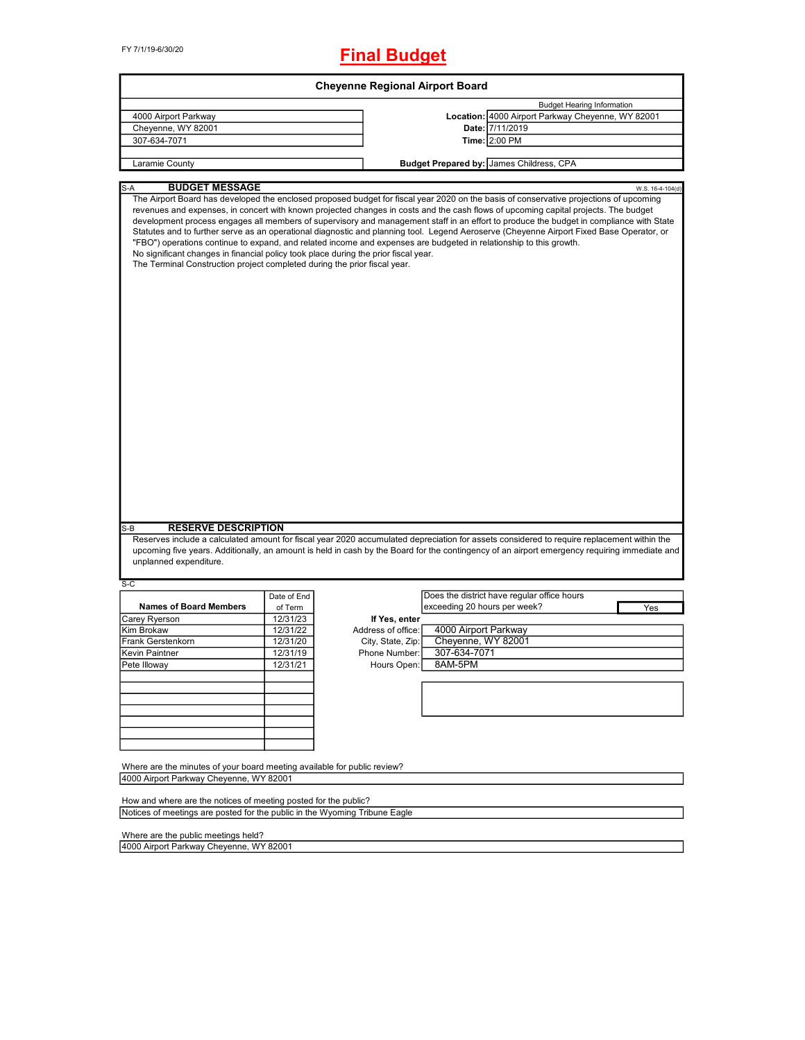FY 7/1/19-6/30/20

# Final Budget

## Cheyenne Regional Airport Board

| | Budget Hearing Information | |
|---|---|---|
| 4000 Airport Parkway | **Location:** | 4000 Airport Parkway Cheyenne, WY 82001 |
| Cheyenne, WY 82001 | **Date:** | 7/11/2019 |
| 307-634-7071 | **Time:** | 2:00 PM |
| Laramie County | **Budget Prepared by:** | James Childress, CPA |

S-A **BUDGET MESSAGE** W.S. 16-4-104(d)

The Airport Board has developed the enclosed proposed budget for fiscal year 2020 on the basis of conservative projections of upcoming revenues and expenses, in concert with known projected changes in costs and the cash flows of upcoming capital projects. The budget development process engages all members of supervisory and management staff in an effort to produce the budget in compliance with State Statutes and to further serve as an operational diagnostic and planning tool. Legend Aeroserve (Cheyenne Airport Fixed Base Operator, or "FBO") operations continue to expand, and related income and expenses are budgeted in relationship to this growth.
No significant changes in financial policy took place during the prior fiscal year.
The Terminal Construction project completed during the prior fiscal year.

S-B **RESERVE DESCRIPTION**

Reserves include a calculated amount for fiscal year 2020 accumulated depreciation for assets considered to require replacement within the upcoming five years. Additionally, an amount is held in cash by the Board for the contingency of an airport emergency requiring immediate and unplanned expenditure.

S-C

| Names of Board Members | Date of End of Term |
|---|---|
| Carey Ryerson | 12/31/23 |
| Kim Brokaw | 12/31/22 |
| Frank Gerstenkorn | 12/31/20 |
| Kevin Paintner | 12/31/19 |
| Pete Illoway | 12/31/21 |

Does the district have regular office hours exceeding 20 hours per week? Yes

**If Yes, enter**

| | |
|---|---|
| Address of office: | 4000 Airport Parkway |
| City, State, Zip: | Cheyenne, WY 82001 |
| Phone Number: | 307-634-7071 |
| Hours Open: | 8AM-5PM |

Where are the minutes of your board meeting available for public review?
4000 Airport Parkway Cheyenne, WY 82001

How and where are the notices of meeting posted for the public?
Notices of meetings are posted for the public in the Wyoming Tribune Eagle

Where are the public meetings held?
4000 Airport Parkway Cheyenne, WY 82001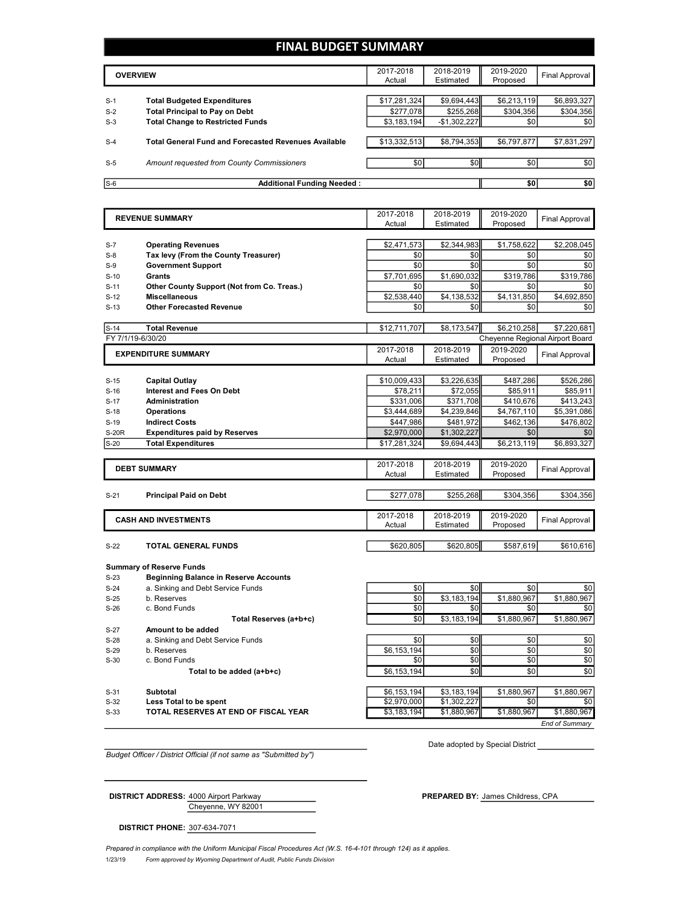# FINAL BUDGET SUMMARY

| | OVERVIEW | 2017-2018 Actual | 2018-2019 Estimated | 2019-2020 Proposed | Final Approval |
|---|---|---|---|---|---|
| S-1 | **Total Budgeted Expenditures** | $17,281,324 | $9,694,443 | $6,213,119 | $6,893,327 |
| S-2 | **Total Principal to Pay on Debt** | $277,078 | $255,268 | $304,356 | $304,356 |
| S-3 | **Total Change to Restricted Funds** | $3,183,194 | -$1,302,227 | $0 | $0 |
| S-4 | **Total General Fund and Forecasted Revenues Available** | $13,332,513 | $8,794,353 | $6,797,877 | $7,831,297 |
| S-5 | *Amount requested from County Commissioners* | $0 | $0 | $0 | $0 |
| S-6 | **Additional Funding Needed :** | | | $0 | $0 |

| | REVENUE SUMMARY | 2017-2018 Actual | 2018-2019 Estimated | 2019-2020 Proposed | Final Approval |
|---|---|---|---|---|---|
| S-7 | **Operating Revenues** | $2,471,573 | $2,344,983 | $1,758,622 | $2,208,045 |
| S-8 | **Tax levy (From the County Treasurer)** | $0 | $0 | $0 | $0 |
| S-9 | **Government Support** | $0 | $0 | $0 | $0 |
| S-10 | **Grants** | $7,701,695 | $1,690,032 | $319,786 | $319,786 |
| S-11 | **Other County Support (Not from Co. Treas.)** | $0 | $0 | $0 | $0 |
| S-12 | **Miscellaneous** | $2,538,440 | $4,138,532 | $4,131,850 | $4,692,850 |
| S-13 | **Other Forecasted Revenue** | $0 | $0 | $0 | $0 |
| S-14 | **Total Revenue** | $12,711,707 | $8,173,547 | $6,210,258 | $7,220,681 |

FY 7/1/19-6/30/20 — Cheyenne Regional Airport Board

| | EXPENDITURE SUMMARY | 2017-2018 Actual | 2018-2019 Estimated | 2019-2020 Proposed | Final Approval |
|---|---|---|---|---|---|
| S-15 | **Capital Outlay** | $10,009,433 | $3,226,635 | $487,286 | $526,286 |
| S-16 | **Interest and Fees On Debt** | $78,211 | $72,055 | $85,911 | $85,911 |
| S-17 | **Administration** | $331,006 | $371,708 | $410,676 | $413,243 |
| S-18 | **Operations** | $3,444,689 | $4,239,846 | $4,767,110 | $5,391,086 |
| S-19 | **Indirect Costs** | $447,986 | $481,972 | $462,136 | $476,802 |
| S-20R | **Expenditures paid by Reserves** | $2,970,000 | $1,302,227 | $0 | $0 |
| S-20 | **Total Expenditures** | $17,281,324 | $9,694,443 | $6,213,119 | $6,893,327 |

| | DEBT SUMMARY | 2017-2018 Actual | 2018-2019 Estimated | 2019-2020 Proposed | Final Approval |
|---|---|---|---|---|---|
| S-21 | **Principal Paid on Debt** | $277,078 | $255,268 | $304,356 | $304,356 |

| | CASH AND INVESTMENTS | 2017-2018 Actual | 2018-2019 Estimated | 2019-2020 Proposed | Final Approval |
|---|---|---|---|---|---|
| S-22 | **TOTAL GENERAL FUNDS** | $620,805 | $620,805 | $587,619 | $610,616 |
| | **Summary of Reserve Funds** | | | | |
| S-23 | **Beginning Balance in Reserve Accounts** | | | | |
| S-24 | a. Sinking and Debt Service Funds | $0 | $0 | $0 | $0 |
| S-25 | b. Reserves | $0 | $3,183,194 | $1,880,967 | $1,880,967 |
| S-26 | c. Bond Funds | $0 | $0 | $0 | $0 |
| | **Total Reserves (a+b+c)** | $0 | $3,183,194 | $1,880,967 | $1,880,967 |
| S-27 | **Amount to be added** | | | | |
| S-28 | a. Sinking and Debt Service Funds | $0 | $0 | $0 | $0 |
| S-29 | b. Reserves | $6,153,194 | $0 | $0 | $0 |
| S-30 | c. Bond Funds | $0 | $0 | $0 | $0 |
| | **Total to be added (a+b+c)** | $6,153,194 | $0 | $0 | $0 |
| S-31 | **Subtotal** | $6,153,194 | $3,183,194 | $1,880,967 | $1,880,967 |
| S-32 | **Less Total to be spent** | $2,970,000 | $1,302,227 | $0 | $0 |
| S-33 | **TOTAL RESERVES AT END OF FISCAL YEAR** | $3,183,194 | $1,880,967 | $1,880,967 | $1,880,967 |

*End of Summary*

*Budget Officer / District Official (if not same as "Submitted by")*

Date adopted by Special District ____________

**DISTRICT ADDRESS:** 4000 Airport Parkway
Cheyenne, WY 82001

**PREPARED BY:** James Childress, CPA

**DISTRICT PHONE:** 307-634-7071

*Prepared in compliance with the Uniform Municipal Fiscal Procedures Act (W.S. 16-4-101 through 124) as it applies.*

1/23/19 *Form approved by Wyoming Department of Audit, Public Funds Division*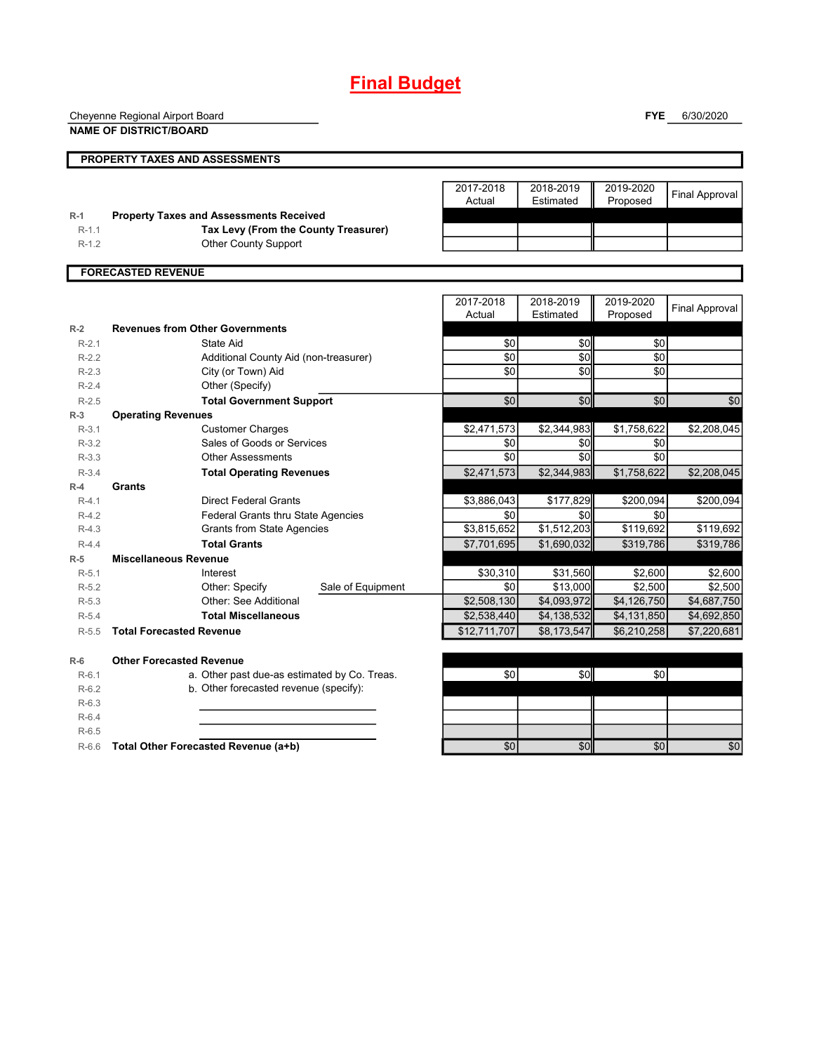# Final Budget

Cheyenne Regional Airport Board
**NAME OF DISTRICT/BOARD**

**FYE** 6/30/2020

## PROPERTY TAXES AND ASSESSMENTS

| | | 2017-2018 Actual | 2018-2019 Estimated | 2019-2020 Proposed | Final Approval |
|---|---|---|---|---|---|
| R-1 | **Property Taxes and Assessments Received** | | | | |
| R-1.1 | **Tax Levy (From the County Treasurer)** | | | | |
| R-1.2 | Other County Support | | | | |

## FORECASTED REVENUE

| | | 2017-2018 Actual | 2018-2019 Estimated | 2019-2020 Proposed | Final Approval |
|---|---|---|---|---|---|
| R-2 | **Revenues from Other Governments** | | | | |
| R-2.1 | State Aid | $0 | $0 | $0 | |
| R-2.2 | Additional County Aid (non-treasurer) | $0 | $0 | $0 | |
| R-2.3 | City (or Town) Aid | $0 | $0 | $0 | |
| R-2.4 | Other (Specify) | | | | |
| R-2.5 | **Total Government Support** | $0 | $0 | $0 | $0 |
| R-3 | **Operating Revenues** | | | | |
| R-3.1 | Customer Charges | $2,471,573 | $2,344,983 | $1,758,622 | $2,208,045 |
| R-3.2 | Sales of Goods or Services | $0 | $0 | $0 | |
| R-3.3 | Other Assessments | $0 | $0 | $0 | |
| R-3.4 | **Total Operating Revenues** | $2,471,573 | $2,344,983 | $1,758,622 | $2,208,045 |
| R-4 | **Grants** | | | | |
| R-4.1 | Direct Federal Grants | $3,886,043 | $177,829 | $200,094 | $200,094 |
| R-4.2 | Federal Grants thru State Agencies | $0 | $0 | $0 | |
| R-4.3 | Grants from State Agencies | $3,815,652 | $1,512,203 | $119,692 | $119,692 |
| R-4.4 | **Total Grants** | $7,701,695 | $1,690,032 | $319,786 | $319,786 |
| R-5 | **Miscellaneous Revenue** | | | | |
| R-5.1 | Interest | $30,310 | $31,560 | $2,600 | $2,600 |
| R-5.2 | Other: Specify — Sale of Equipment | $0 | $13,000 | $2,500 | $2,500 |
| R-5.3 | Other: See Additional | $2,508,130 | $4,093,972 | $4,126,750 | $4,687,750 |
| R-5.4 | **Total Miscellaneous** | $2,538,440 | $4,138,532 | $4,131,850 | $4,692,850 |
| R-5.5 | **Total Forecasted Revenue** | $12,711,707 | $8,173,547 | $6,210,258 | $7,220,681 |
| R-6 | **Other Forecasted Revenue** | | | | |
| R-6.1 | a. Other past due-as estimated by Co. Treas. | $0 | $0 | $0 | |
| R-6.2 | b. Other forecasted revenue (specify): | | | | |
| R-6.3 | | | | | |
| R-6.4 | | | | | |
| R-6.5 | | | | | |
| R-6.6 | **Total Other Forecasted Revenue (a+b)** | $0 | $0 | $0 | $0 |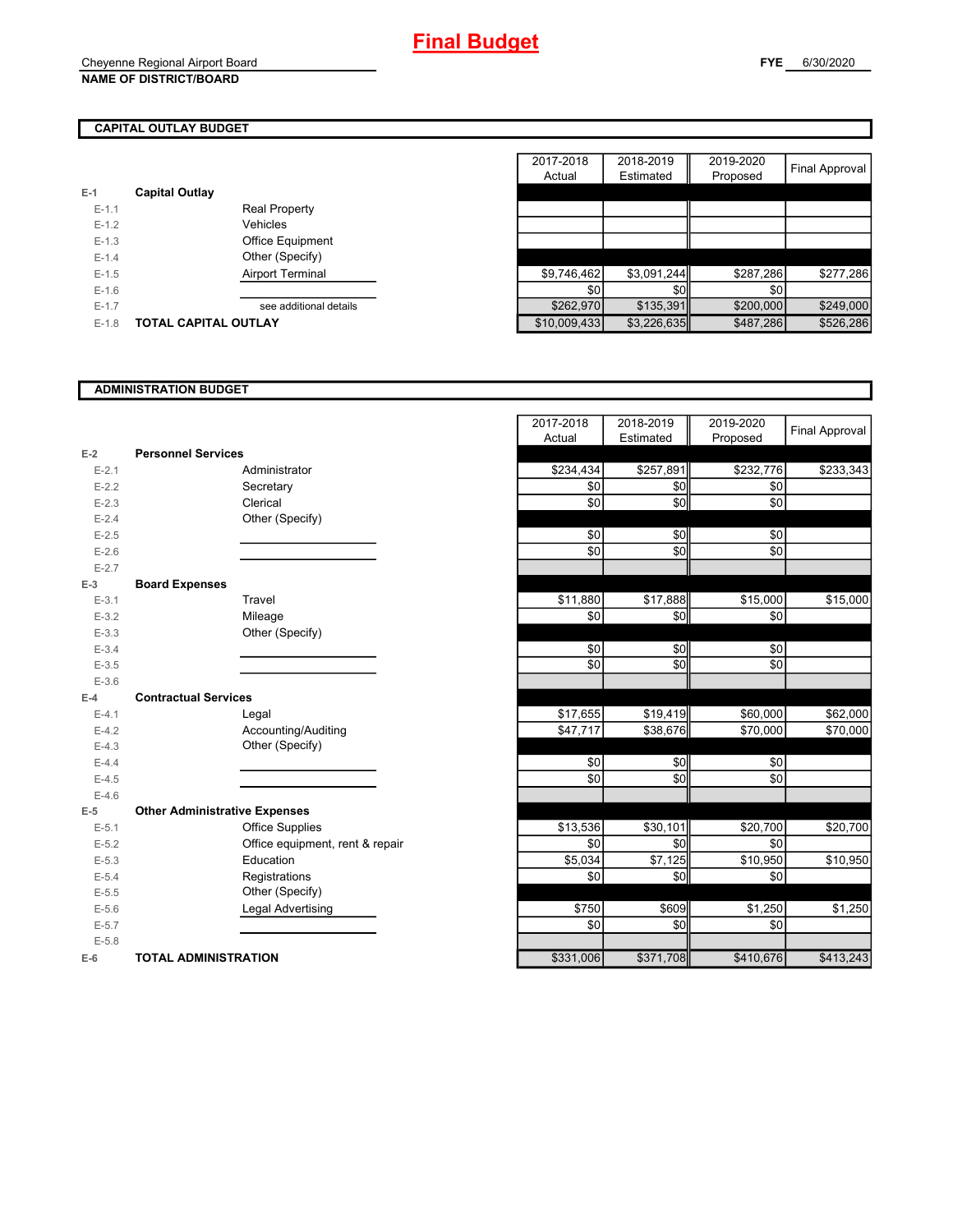# Final Budget

Cheyenne Regional Airport Board
**NAME OF DISTRICT/BOARD**

**FYE** 6/30/2020

## CAPITAL OUTLAY BUDGET

| | | | 2017-2018 Actual | 2018-2019 Estimated | 2019-2020 Proposed | Final Approval |
|---|---|---|---|---|---|---|
| E-1 | **Capital Outlay** | | | | | |
| E-1.1 | | Real Property | | | | |
| E-1.2 | | Vehicles | | | | |
| E-1.3 | | Office Equipment | | | | |
| E-1.4 | | Other (Specify) | | | | |
| E-1.5 | | Airport Terminal | $9,746,462 | $3,091,244 | $287,286 | $277,286 |
| E-1.6 | | | $0 | $0 | $0 | |
| E-1.7 | | see additional details | $262,970 | $135,391 | $200,000 | $249,000 |
| E-1.8 | **TOTAL CAPITAL OUTLAY** | | $10,009,433 | $3,226,635 | $487,286 | $526,286 |

## ADMINISTRATION BUDGET

| | | | 2017-2018 Actual | 2018-2019 Estimated | 2019-2020 Proposed | Final Approval |
|---|---|---|---|---|---|---|
| E-2 | **Personnel Services** | | | | | |
| E-2.1 | | Administrator | $234,434 | $257,891 | $232,776 | $233,343 |
| E-2.2 | | Secretary | $0 | $0 | $0 | |
| E-2.3 | | Clerical | $0 | $0 | $0 | |
| E-2.4 | | Other (Specify) | | | | |
| E-2.5 | | | $0 | $0 | $0 | |
| E-2.6 | | | $0 | $0 | $0 | |
| E-2.7 | | | | | | |
| E-3 | **Board Expenses** | | | | | |
| E-3.1 | | Travel | $11,880 | $17,888 | $15,000 | $15,000 |
| E-3.2 | | Mileage | $0 | $0 | $0 | |
| E-3.3 | | Other (Specify) | | | | |
| E-3.4 | | | $0 | $0 | $0 | |
| E-3.5 | | | $0 | $0 | $0 | |
| E-3.6 | | | | | | |
| E-4 | **Contractual Services** | | | | | |
| E-4.1 | | Legal | $17,655 | $19,419 | $60,000 | $62,000 |
| E-4.2 | | Accounting/Auditing | $47,717 | $38,676 | $70,000 | $70,000 |
| E-4.3 | | Other (Specify) | | | | |
| E-4.4 | | | $0 | $0 | $0 | |
| E-4.5 | | | $0 | $0 | $0 | |
| E-4.6 | | | | | | |
| E-5 | **Other Administrative Expenses** | | | | | |
| E-5.1 | | Office Supplies | $13,536 | $30,101 | $20,700 | $20,700 |
| E-5.2 | | Office equipment, rent & repair | $0 | $0 | $0 | |
| E-5.3 | | Education | $5,034 | $7,125 | $10,950 | $10,950 |
| E-5.4 | | Registrations | $0 | $0 | $0 | |
| E-5.5 | | Other (Specify) | | | | |
| E-5.6 | | Legal Advertising | $750 | $609 | $1,250 | $1,250 |
| E-5.7 | | | $0 | $0 | $0 | |
| E-5.8 | | | | | | |
| E-6 | **TOTAL ADMINISTRATION** | | $331,006 | $371,708 | $410,676 | $413,243 |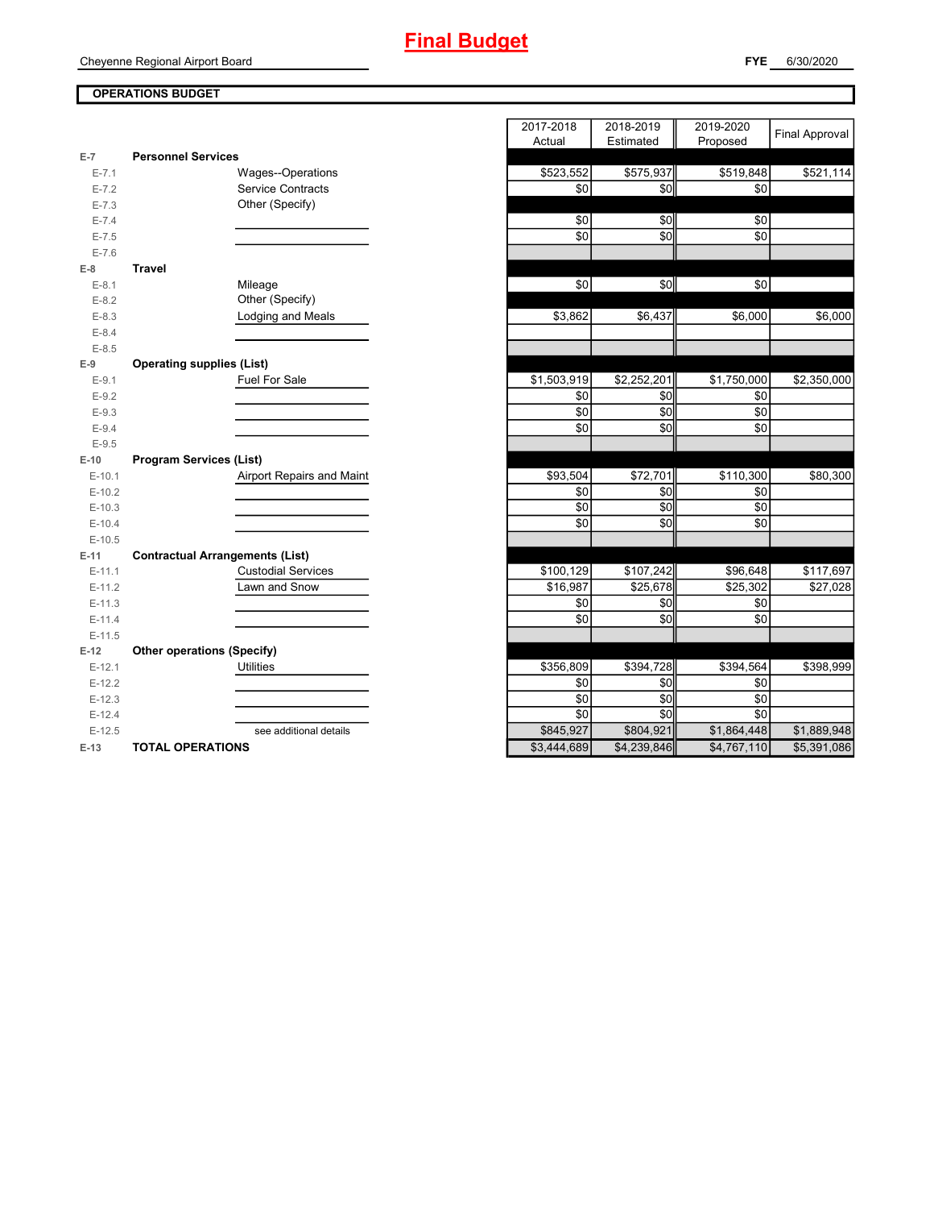# Final Budget

Cheyenne Regional Airport Board

**FYE** 6/30/2020

**OPERATIONS BUDGET**

| | | | 2017-2018 Actual | 2018-2019 Estimated | 2019-2020 Proposed | Final Approval |
|---|---|---|---|---|---|---|
| **E-7** | **Personnel Services** | | | | | |
| E-7.1 | | Wages--Operations | $523,552 | $575,937 | $519,848 | $521,114 |
| E-7.2 | | Service Contracts | $0 | $0 | $0 | |
| E-7.3 | | Other (Specify) | | | | |
| E-7.4 | | | $0 | $0 | $0 | |
| E-7.5 | | | $0 | $0 | $0 | |
| E-7.6 | | | | | | |
| **E-8** | **Travel** | | | | | |
| E-8.1 | | Mileage | $0 | $0 | $0 | |
| E-8.2 | | Other (Specify) | | | | |
| E-8.3 | | Lodging and Meals | $3,862 | $6,437 | $6,000 | $6,000 |
| E-8.4 | | | | | | |
| E-8.5 | | | | | | |
| **E-9** | **Operating supplies (List)** | | | | | |
| E-9.1 | | Fuel For Sale | $1,503,919 | $2,252,201 | $1,750,000 | $2,350,000 |
| E-9.2 | | | $0 | $0 | $0 | |
| E-9.3 | | | $0 | $0 | $0 | |
| E-9.4 | | | $0 | $0 | $0 | |
| E-9.5 | | | | | | |
| **E-10** | **Program Services (List)** | | | | | |
| E-10.1 | | Airport Repairs and Maint | $93,504 | $72,701 | $110,300 | $80,300 |
| E-10.2 | | | $0 | $0 | $0 | |
| E-10.3 | | | $0 | $0 | $0 | |
| E-10.4 | | | $0 | $0 | $0 | |
| E-10.5 | | | | | | |
| **E-11** | **Contractual Arrangements (List)** | | | | | |
| E-11.1 | | Custodial Services | $100,129 | $107,242 | $96,648 | $117,697 |
| E-11.2 | | Lawn and Snow | $16,987 | $25,678 | $25,302 | $27,028 |
| E-11.3 | | | $0 | $0 | $0 | |
| E-11.4 | | | $0 | $0 | $0 | |
| E-11.5 | | | | | | |
| **E-12** | **Other operations (Specify)** | | | | | |
| E-12.1 | | Utilities | $356,809 | $394,728 | $394,564 | $398,999 |
| E-12.2 | | | $0 | $0 | $0 | |
| E-12.3 | | | $0 | $0 | $0 | |
| E-12.4 | | | $0 | $0 | $0 | |
| E-12.5 | | see additional details | $845,927 | $804,921 | $1,864,448 | $1,889,948 |
| **E-13** | **TOTAL OPERATIONS** | | $3,444,689 | $4,239,846 | $4,767,110 | $5,391,086 |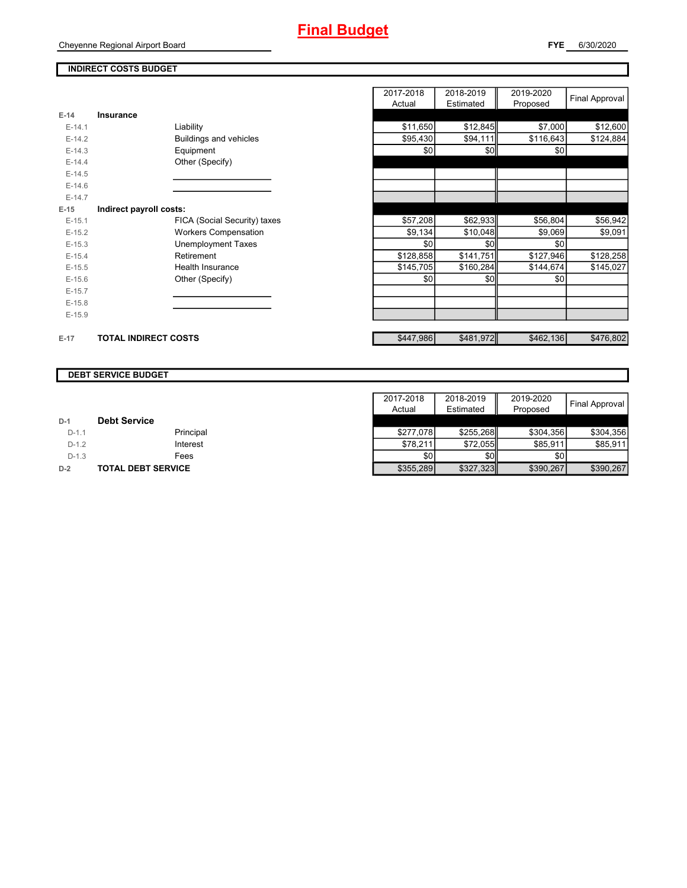# Final Budget

Cheyenne Regional Airport Board

**FYE** 6/30/2020

## INDIRECT COSTS BUDGET

| | | | 2017-2018 Actual | 2018-2019 Estimated | 2019-2020 Proposed | Final Approval |
|---|---|---|---|---|---|---|
| **E-14** | **Insurance** | | | | | |
| E-14.1 | | Liability | $11,650 | $12,845 | $7,000 | $12,600 |
| E-14.2 | | Buildings and vehicles | $95,430 | $94,111 | $116,643 | $124,884 |
| E-14.3 | | Equipment | $0 | $0 | $0 | |
| E-14.4 | | Other (Specify) | | | | |
| E-14.5 | | | | | | |
| E-14.6 | | | | | | |
| E-14.7 | | | | | | |
| **E-15** | **Indirect payroll costs:** | | | | | |
| E-15.1 | | FICA (Social Security) taxes | $57,208 | $62,933 | $56,804 | $56,942 |
| E-15.2 | | Workers Compensation | $9,134 | $10,048 | $9,069 | $9,091 |
| E-15.3 | | Unemployment Taxes | $0 | $0 | $0 | |
| E-15.4 | | Retirement | $128,858 | $141,751 | $127,946 | $128,258 |
| E-15.5 | | Health Insurance | $145,705 | $160,284 | $144,674 | $145,027 |
| E-15.6 | | Other (Specify) | $0 | $0 | $0 | |
| E-15.7 | | | | | | |
| E-15.8 | | | | | | |
| E-15.9 | | | | | | |
| **E-17** | **TOTAL INDIRECT COSTS** | | $447,986 | $481,972 | $462,136 | $476,802 |

## DEBT SERVICE BUDGET

| | | | 2017-2018 Actual | 2018-2019 Estimated | 2019-2020 Proposed | Final Approval |
|---|---|---|---|---|---|---|
| **D-1** | **Debt Service** | | | | | |
| D-1.1 | | Principal | $277,078 | $255,268 | $304,356 | $304,356 |
| D-1.2 | | Interest | $78,211 | $72,055 | $85,911 | $85,911 |
| D-1.3 | | Fees | $0 | $0 | $0 | |
| **D-2** | **TOTAL DEBT SERVICE** | | $355,289 | $327,323 | $390,267 | $390,267 |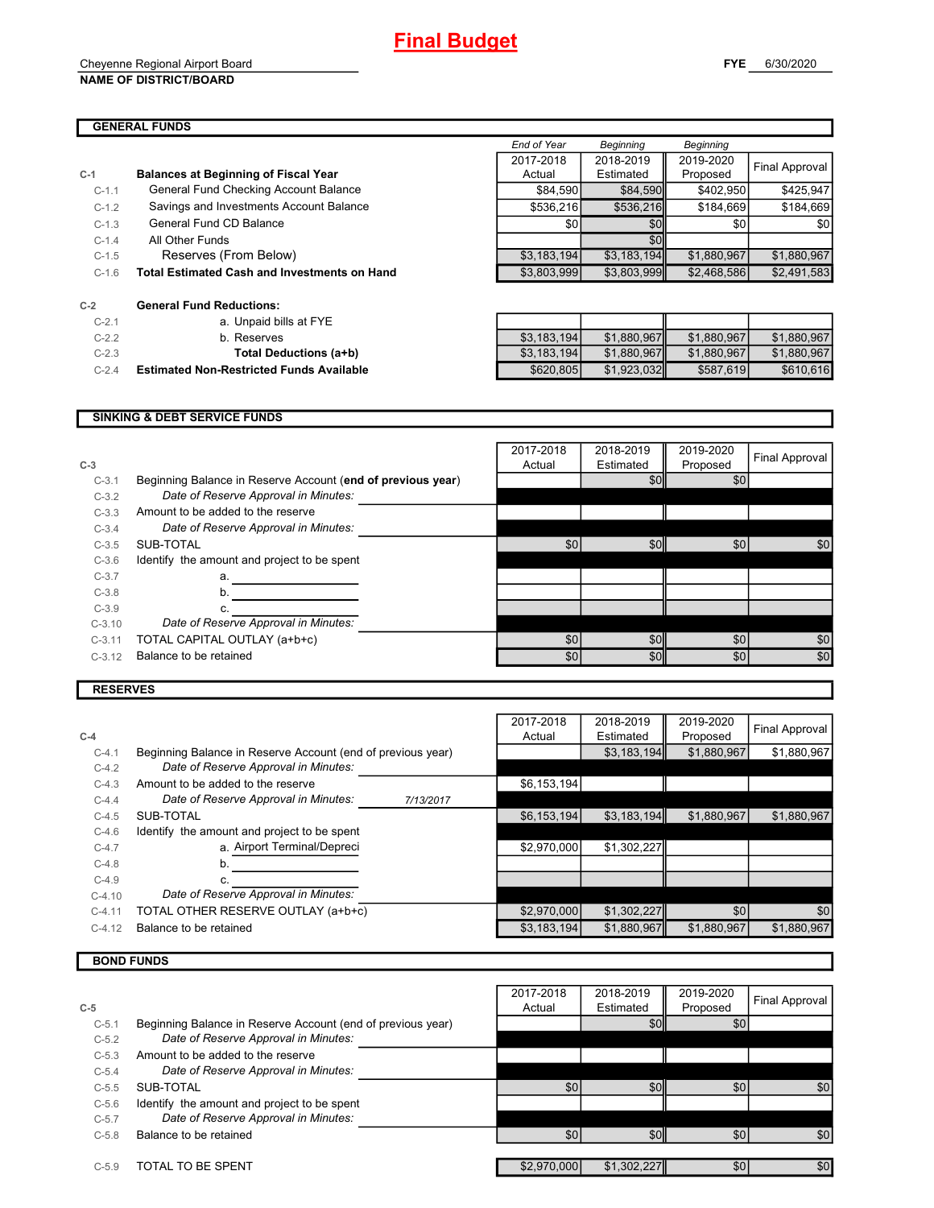# Final Budget

Cheyenne Regional Airport Board
**NAME OF DISTRICT/BOARD**

**FYE** 6/30/2020

## GENERAL FUNDS

| | | End of Year 2017-2018 Actual | Beginning 2018-2019 Estimated | Beginning 2019-2020 Proposed | Final Approval |
|---|---|---|---|---|---|
| C-1 | **Balances at Beginning of Fiscal Year** | | | | |
| C-1.1 | General Fund Checking Account Balance | $84,590 | $84,590 | $402,950 | $425,947 |
| C-1.2 | Savings and Investments Account Balance | $536,216 | $536,216 | $184,669 | $184,669 |
| C-1.3 | General Fund CD Balance | $0 | $0 | $0 | $0 |
| C-1.4 | All Other Funds | | $0 | | |
| C-1.5 | Reserves (From Below) | $3,183,194 | $3,183,194 | $1,880,967 | $1,880,967 |
| C-1.6 | **Total Estimated Cash and Investments on Hand** | $3,803,999 | $3,803,999 | $2,468,586 | $2,491,583 |
| | | | | | |
| C-2 | **General Fund Reductions:** | | | | |
| C-2.1 | a. Unpaid bills at FYE | | | | |
| C-2.2 | b. Reserves | $3,183,194 | $1,880,967 | $1,880,967 | $1,880,967 |
| C-2.3 | **Total Deductions (a+b)** | $3,183,194 | $1,880,967 | $1,880,967 | $1,880,967 |
| C-2.4 | **Estimated Non-Restricted Funds Available** | $620,805 | $1,923,032 | $587,619 | $610,616 |

## SINKING & DEBT SERVICE FUNDS

| C-3 | | 2017-2018 Actual | 2018-2019 Estimated | 2019-2020 Proposed | Final Approval |
|---|---|---|---|---|---|
| C-3.1 | Beginning Balance in Reserve Account (**end of previous year**) | | $0 | $0 | |
| C-3.2 | *Date of Reserve Approval in Minutes:* | | | | |
| C-3.3 | Amount to be added to the reserve | | | | |
| C-3.4 | *Date of Reserve Approval in Minutes:* | | | | |
| C-3.5 | SUB-TOTAL | $0 | $0 | $0 | $0 |
| C-3.6 | Identify the amount and project to be spent | | | | |
| C-3.7 | a. | | | | |
| C-3.8 | b. | | | | |
| C-3.9 | c. | | | | |
| C-3.10 | *Date of Reserve Approval in Minutes:* | | | | |
| C-3.11 | TOTAL CAPITAL OUTLAY (a+b+c) | $0 | $0 | $0 | $0 |
| C-3.12 | Balance to be retained | $0 | $0 | $0 | $0 |

## RESERVES

| C-4 | | 2017-2018 Actual | 2018-2019 Estimated | 2019-2020 Proposed | Final Approval |
|---|---|---|---|---|---|
| C-4.1 | Beginning Balance in Reserve Account (end of previous year) | | $3,183,194 | $1,880,967 | $1,880,967 |
| C-4.2 | *Date of Reserve Approval in Minutes:* | | | | |
| C-4.3 | Amount to be added to the reserve | $6,153,194 | | | |
| C-4.4 | *Date of Reserve Approval in Minutes:* 7/13/2017 | | | | |
| C-4.5 | SUB-TOTAL | $6,153,194 | $3,183,194 | $1,880,967 | $1,880,967 |
| C-4.6 | Identify the amount and project to be spent | | | | |
| C-4.7 | a. Airport Terminal/Depreci | $2,970,000 | $1,302,227 | | |
| C-4.8 | b. | | | | |
| C-4.9 | c. | | | | |
| C-4.10 | *Date of Reserve Approval in Minutes:* | | | | |
| C-4.11 | TOTAL OTHER RESERVE OUTLAY (a+b+c) | $2,970,000 | $1,302,227 | $0 | $0 |
| C-4.12 | Balance to be retained | $3,183,194 | $1,880,967 | $1,880,967 | $1,880,967 |

## BOND FUNDS

| C-5 | | 2017-2018 Actual | 2018-2019 Estimated | 2019-2020 Proposed | Final Approval |
|---|---|---|---|---|---|
| C-5.1 | Beginning Balance in Reserve Account (end of previous year) | | $0 | $0 | |
| C-5.2 | *Date of Reserve Approval in Minutes:* | | | | |
| C-5.3 | Amount to be added to the reserve | | | | |
| C-5.4 | *Date of Reserve Approval in Minutes:* | | | | |
| C-5.5 | SUB-TOTAL | $0 | $0 | $0 | $0 |
| C-5.6 | Identify the amount and project to be spent | | | | |
| C-5.7 | *Date of Reserve Approval in Minutes:* | | | | |
| C-5.8 | Balance to be retained | $0 | $0 | $0 | $0 |
| | | | | | |
| C-5.9 | TOTAL TO BE SPENT | $2,970,000 | $1,302,227 | $0 | $0 |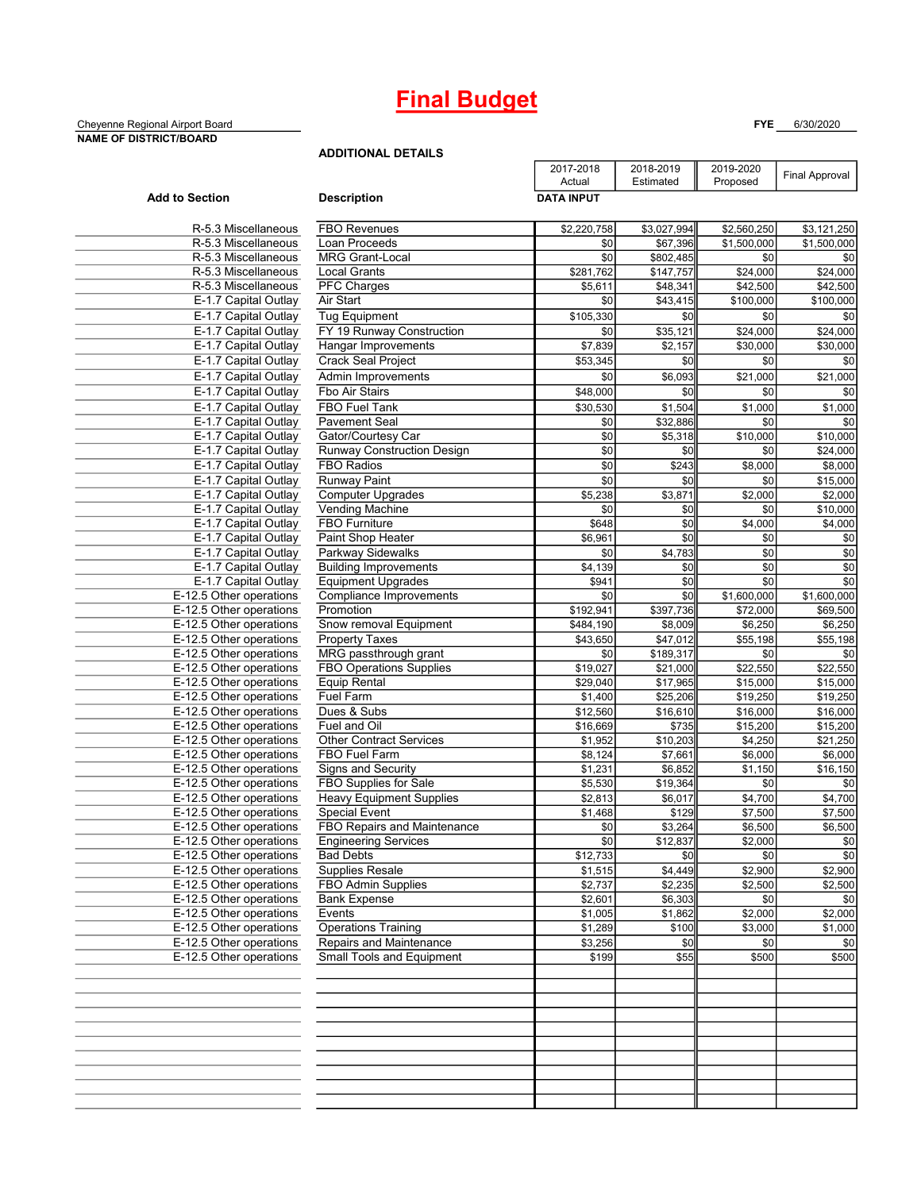# Final Budget

Cheyenne Regional Airport Board
**NAME OF DISTRICT/BOARD**

**FYE** 6/30/2020

**ADDITIONAL DETAILS**

| Add to Section | Description | 2017-2018 Actual | 2018-2019 Estimated | 2019-2020 Proposed | Final Approval |
|---|---|---|---|---|---|
| | | DATA INPUT | | | |
| R-5.3 Miscellaneous | FBO Revenues | $2,220,758 | $3,027,994 | $2,560,250 | $3,121,250 |
| R-5.3 Miscellaneous | Loan Proceeds | $0 | $67,396 | $1,500,000 | $1,500,000 |
| R-5.3 Miscellaneous | MRG Grant-Local | $0 | $802,485 | $0 | $0 |
| R-5.3 Miscellaneous | Local Grants | $281,762 | $147,757 | $24,000 | $24,000 |
| R-5.3 Miscellaneous | PFC Charges | $5,611 | $48,341 | $42,500 | $42,500 |
| E-1.7 Capital Outlay | Air Start | $0 | $43,415 | $100,000 | $100,000 |
| E-1.7 Capital Outlay | Tug Equipment | $105,330 | $0 | $0 | $0 |
| E-1.7 Capital Outlay | FY 19 Runway Construction | $0 | $35,121 | $24,000 | $24,000 |
| E-1.7 Capital Outlay | Hangar Improvements | $7,839 | $2,157 | $30,000 | $30,000 |
| E-1.7 Capital Outlay | Crack Seal Project | $53,345 | $0 | $0 | $0 |
| E-1.7 Capital Outlay | Admin Improvements | $0 | $6,093 | $21,000 | $21,000 |
| E-1.7 Capital Outlay | Fbo Air Stairs | $48,000 | $0 | $0 | $0 |
| E-1.7 Capital Outlay | FBO Fuel Tank | $30,530 | $1,504 | $1,000 | $1,000 |
| E-1.7 Capital Outlay | Pavement Seal | $0 | $32,886 | $0 | $0 |
| E-1.7 Capital Outlay | Gator/Courtesy Car | $0 | $5,318 | $10,000 | $10,000 |
| E-1.7 Capital Outlay | Runway Construction Design | $0 | $0 | $0 | $24,000 |
| E-1.7 Capital Outlay | FBO Radios | $0 | $243 | $8,000 | $8,000 |
| E-1.7 Capital Outlay | Runway Paint | $0 | $0 | $0 | $15,000 |
| E-1.7 Capital Outlay | Computer Upgrades | $5,238 | $3,871 | $2,000 | $2,000 |
| E-1.7 Capital Outlay | Vending Machine | $0 | $0 | $0 | $10,000 |
| E-1.7 Capital Outlay | FBO Furniture | $648 | $0 | $4,000 | $4,000 |
| E-1.7 Capital Outlay | Paint Shop Heater | $6,961 | $0 | $0 | $0 |
| E-1.7 Capital Outlay | Parkway Sidewalks | $0 | $4,783 | $0 | $0 |
| E-1.7 Capital Outlay | Building Improvements | $4,139 | $0 | $0 | $0 |
| E-1.7 Capital Outlay | Equipment Upgrades | $941 | $0 | $0 | $0 |
| E-12.5 Other operations | Compliance Improvements | $0 | $0 | $1,600,000 | $1,600,000 |
| E-12.5 Other operations | Promotion | $192,941 | $397,736 | $72,000 | $69,500 |
| E-12.5 Other operations | Snow removal Equipment | $484,190 | $8,009 | $6,250 | $6,250 |
| E-12.5 Other operations | Property Taxes | $43,650 | $47,012 | $55,198 | $55,198 |
| E-12.5 Other operations | MRG passthrough grant | $0 | $189,317 | $0 | $0 |
| E-12.5 Other operations | FBO Operations Supplies | $19,027 | $21,000 | $22,550 | $22,550 |
| E-12.5 Other operations | Equip Rental | $29,040 | $17,965 | $15,000 | $15,000 |
| E-12.5 Other operations | Fuel Farm | $1,400 | $25,206 | $19,250 | $19,250 |
| E-12.5 Other operations | Dues & Subs | $12,560 | $16,610 | $16,000 | $16,000 |
| E-12.5 Other operations | Fuel and Oil | $16,669 | $735 | $15,200 | $15,200 |
| E-12.5 Other operations | Other Contract Services | $1,952 | $10,203 | $4,250 | $21,250 |
| E-12.5 Other operations | FBO Fuel Farm | $8,124 | $7,661 | $6,000 | $6,000 |
| E-12.5 Other operations | Signs and Security | $1,231 | $6,852 | $1,150 | $16,150 |
| E-12.5 Other operations | FBO Supplies for Sale | $5,530 | $19,364 | $0 | $0 |
| E-12.5 Other operations | Heavy Equipment Supplies | $2,813 | $6,017 | $4,700 | $4,700 |
| E-12.5 Other operations | Special Event | $1,468 | $129 | $7,500 | $7,500 |
| E-12.5 Other operations | FBO Repairs and Maintenance | $0 | $3,264 | $6,500 | $6,500 |
| E-12.5 Other operations | Engineering Services | $0 | $12,837 | $2,000 | $0 |
| E-12.5 Other operations | Bad Debts | $12,733 | $0 | $0 | $0 |
| E-12.5 Other operations | Supplies Resale | $1,515 | $4,449 | $2,900 | $2,900 |
| E-12.5 Other operations | FBO Admin Supplies | $2,737 | $2,235 | $2,500 | $2,500 |
| E-12.5 Other operations | Bank Expense | $2,601 | $6,303 | $0 | $0 |
| E-12.5 Other operations | Events | $1,005 | $1,862 | $2,000 | $2,000 |
| E-12.5 Other operations | Operations Training | $1,289 | $100 | $3,000 | $1,000 |
| E-12.5 Other operations | Repairs and Maintenance | $3,256 | $0 | $0 | $0 |
| E-12.5 Other operations | Small Tools and Equipment | $199 | $55 | $500 | $500 |